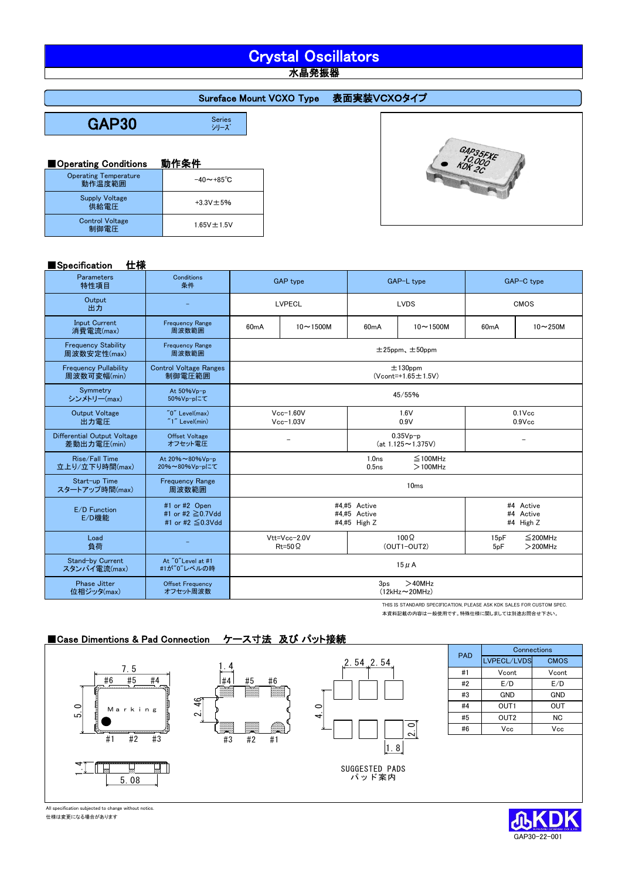# Crystal Oscillators

水晶発振器

## Sureface Mount VCXO Type　表面実装VCXOタイプ

# GAP30 Series シリーズ

### ■Operating Conditions　動作条件

| | |
|---|---|
| Operating Temperature 動作温度範囲 | −40～+85℃ |
| Supply Voltage 供給電圧 | +3.3V±5% |
| Control Voltage 制御電圧 | 1.65V±1.5V |

### ■Specification　仕様

| Parameters 特性項目 | Conditions 条件 | GAP type | | GAP-L type | | GAP-C type | |
|---|---|---|---|---|---|---|---|
| Output 出力 | − | LVPECL | | LVDS | | CMOS | |
| Input Current 消費電流(max) | Frequency Range 周波数範囲 | 60mA | 10～1500M | 60mA | 10～1500M | 60mA | 10～250M |
| Frequency Stability 周波数安定性(max) | Frequency Range 周波数範囲 | ±25ppm、±50ppm | | | | | |
| Frequency Pullability 周波数可変幅(min) | Control Voltage Ranges 制御電圧範囲 | ±130ppm (Vcont=+1.65±1.5V) | | | | | |
| Symmetry シンメトリー(max) | At 50%Vp-p 50%Vp-pにて | 45/55% | | | | | |
| Output Voltage 出力電圧 | "0" Level(max) "1" Level(min) | Vcc−1.60V Vcc−1.03V | | 1.6V 0.9V | | 0.1Vcc 0.9Vcc | |
| Differential Output Voltage 差動出力電圧(min) | Offset Voltage オフセット電圧 | − | | 0.35Vp-p (at 1.125～1.375V) | | − | |
| Rise/Fall Time 立上り/立下り時間(max) | At 20%～80%Vp-p 20%～80%Vp-pにて | 1.0ns ≦100MHz 0.5ns ＞100MHz | | | | | |
| Start-up Time スタートアップ時間(max) | Frequency Range 周波数範囲 | 10ms | | | | | |
| E/D Function E/D機能 | #1 or #2 Open #1 or #2 ≧0.7Vdd #1 or #2 ≦0.3Vdd | #4,#5 Active #4,#5 Active #4,#5 High Z | | | | #4 Active #4 Active #4 High Z | |
| Load 負荷 | − | Vtt=Vcc−2.0V Rt=50Ω | | 100Ω (OUT1−OUT2) | | 15pF ≦200MHz 5pF ＞200MHz | |
| Stand-by Current スタンバイ電流(max) | At "0" Level at #1 #1が"0"レベルの時 | 15μA | | | | | |
| Phase Jitter 位相ジッタ(max) | Offset Frequency オフセット周波数 | 3ps ＞40MHz (12kHz～20MHz) | | | | | |

THIS IS STANDARD SPECIFICATION, PLEASE ASK KDK SALES FOR CUSTOM SPEC.
本資料記載の内容は一般使用です。特殊仕様に関しましては別途お問合せ下さい。

### ■Case Dimentions & Pad Connection　ケース寸法 及び パット接続

(Dimensions: 7.5, 5.0, 1.4, 2.46, 5.08, 2.54, 2.54, 4.0, 2.0, 1.8; Pads #1–#6; Marking)

SUGGESTED PADS
パッド案内

| PAD | Connections | |
|---|---|---|
| | LVPECL/LVDS | CMOS |
| #1 | Vcont | Vcont |
| #2 | E/D | E/D |
| #3 | GND | GND |
| #4 | OUT1 | OUT |
| #5 | OUT2 | NC |
| #6 | Vcc | Vcc |

All specification subjected to change without notice.
仕様は変更になる場合があります

KDK

GAP30-22-001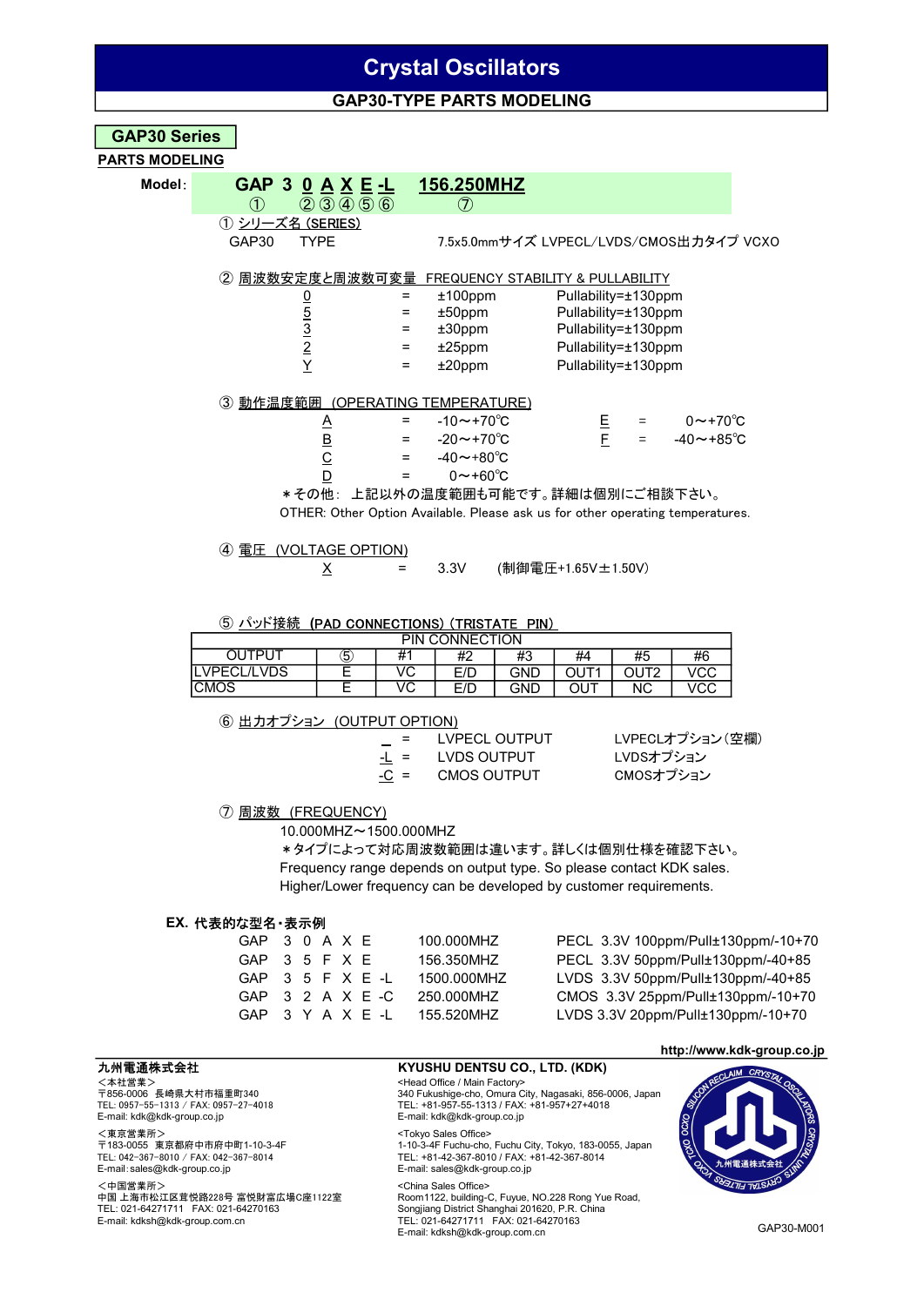# Crystal Oscillators

## GAP30-TYPE PARTS MODELING

### GAP30 Series

**PARTS MODELING**

**Model**: **GAP 3 0 A X E -L 156.250MHZ**
① ②③④⑤⑥ ⑦

① シリーズ名 (SERIES)

GAP30 TYPE 7.5x5.0mmサイズ LVPECL/LVDS/CMOS出力タイプ VCXO

② 周波数安定度と周波数可変量 FREQUENCY STABILITY & PULLABILITY

| | | | |
|---|---|---|---|
| 0 | = | ±100ppm | Pullability=±130ppm |
| 5 | = | ±50ppm | Pullability=±130ppm |
| 3 | = | ±30ppm | Pullability=±130ppm |
| 2 | = | ±25ppm | Pullability=±130ppm |
| Y | = | ±20ppm | Pullability=±130ppm |

③ 動作温度範囲 (OPERATING TEMPERATURE)

| | | | | | |
|---|---|---|---|---|---|
| A | = | -10～+70℃ | E | = | 0～+70℃ |
| B | = | -20～+70℃ | F | = | -40～+85℃ |
| C | = | -40～+80℃ | | | |
| D | = | 0～+60℃ | | | |

＊その他: 上記以外の温度範囲も可能です。詳細は個別にご相談下さい。
OTHER: Other Option Available. Please ask us for other operating temperatures.

④ 電圧 (VOLTAGE OPTION)

X = 3.3V (制御電圧+1.65V±1.50V)

⑤ パッド接続 (PAD CONNECTIONS) (TRISTATE PIN)

| OUTPUT | ⑤ | PIN CONNECTION #1 | #2 | #3 | #4 | #5 | #6 |
|---|---|---|---|---|---|---|---|
| LVPECL/LVDS | E | VC | E/D | GND | OUT1 | OUT2 | VCC |
| CMOS | E | VC | E/D | GND | OUT | NC | VCC |

⑥ 出力オプション (OUTPUT OPTION)

| | | | |
|---|---|---|---|
| _ | = | LVPECL OUTPUT | LVPECLオプション(空欄) |
| -L | = | LVDS OUTPUT | LVDSオプション |
| -C | = | CMOS OUTPUT | CMOSオプション |

⑦ 周波数 (FREQUENCY)

10.000MHZ～1500.000MHZ
＊タイプによって対応周波数範囲は違います。詳しくは個別仕様を確認下さい。
Frequency range depends on output type. So please contact KDK sales.
Higher/Lower frequency can be developed by customer requirements.

**EX. 代表的な型名・表示例**

| | | |
|---|---|---|
| GAP 3 0 A X E | 100.000MHZ | PECL 3.3V 100ppm/Pull±130ppm/-10+70 |
| GAP 3 5 F X E | 156.350MHZ | PECL 3.3V 50ppm/Pull±130ppm/-40+85 |
| GAP 3 5 F X E -L | 1500.000MHZ | LVDS 3.3V 50ppm/Pull±130ppm/-40+85 |
| GAP 3 2 A X E -C | 250.000MHZ | CMOS 3.3V 25ppm/Pull±130ppm/-10+70 |
| GAP 3 Y A X E -L | 155.520MHZ | LVDS 3.3V 20ppm/Pull±130ppm/-10+70 |

http://www.kdk-group.co.jp

**九州電通株式会社**

＜本社営業＞
〒856-0006 長崎県大村市福重町340
TEL: 0957-55-1313 / FAX: 0957-27-4018
E-mail: kdk@kdk-group.co.jp

＜東京営業所＞
〒183-0055 東京都府中市府中町1-10-3-4F
TEL: 042-367-8010 / FAX: 042-367-8014
E-mail: sales@kdk-group.co.jp

＜中国営業所＞
中国 上海市松江区茸悦路228号 富悦財富広場C座1122室
TEL: 021-64271711 FAX: 021-64270163
E-mail: kdksh@kdk-group.com.cn

**KYUSHU DENTSU CO., LTD. (KDK)**

<Head Office / Main Factory>
340 Fukushige-cho, Omura City, Nagasaki, 856-0006, Japan
TEL: +81-957-55-1313 / FAX: +81-957+27+4018
E-mail: kdk@kdk-group.co.jp

<Tokyo Sales Office>
1-10-3-4F Fuchu-cho, Fuchu City, Tokyo, 183-0055, Japan
TEL: +81-42-367-8010 / FAX: +81-42-367-8014
E-mail: sales@kdk-group.co.jp

<China Sales Office>
Room1122, building-C, Fuyue, NO.228 Rong Yue Road,
Songjiang District Shanghai 201620, P.R. China
TEL: 021-64271711 FAX: 021-64270163
E-mail: kdksh@kdk-group.com.cn

GAP30-M001